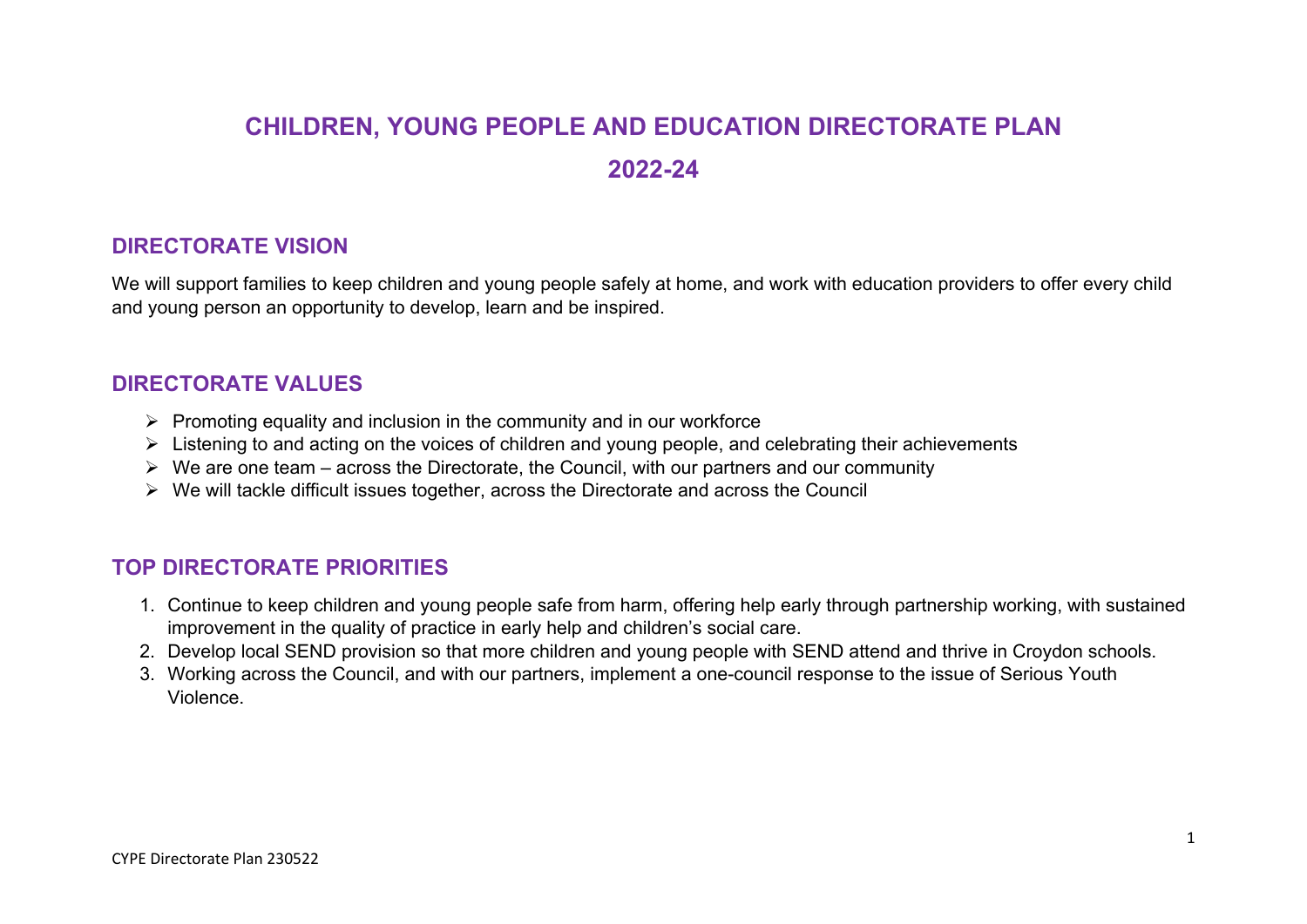# CHILDREN, YOUNG PEOPLE AND EDUCATION DIRECTORATE PLAN

# 2022-24

## DIRECTORATE VISION

We will support families to keep children and young people safely at home, and work with education providers to offer every child and young person an opportunity to develop, learn and be inspired.

## DIRECTORATE VALUES

- Promoting equality and inclusion in the community and in our workforce
- Listening to and acting on the voices of children and young people, and celebrating their achievements
- We are one team – across the Directorate, the Council, with our partners and our community
- We will tackle difficult issues together, across the Directorate and across the Council

## TOP DIRECTORATE PRIORITIES

1. Continue to keep children and young people safe from harm, offering help early through partnership working, with sustained improvement in the quality of practice in early help and children's social care.
2. Develop local SEND provision so that more children and young people with SEND attend and thrive in Croydon schools.
3. Working across the Council, and with our partners, implement a one-council response to the issue of Serious Youth Violence.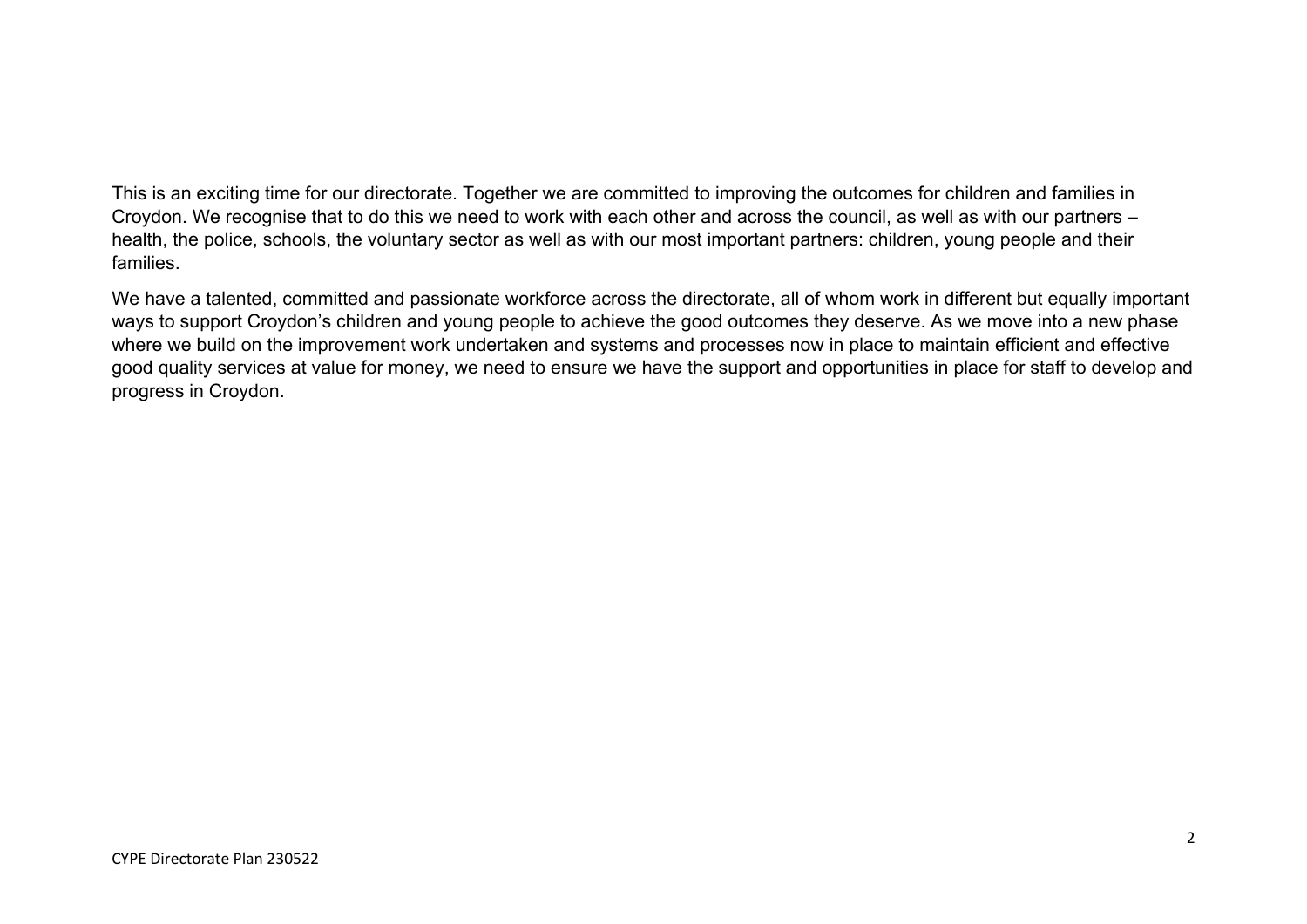This is an exciting time for our directorate. Together we are committed to improving the outcomes for children and families in Croydon. We recognise that to do this we need to work with each other and across the council, as well as with our partners – health, the police, schools, the voluntary sector as well as with our most important partners: children, young people and their families.

We have a talented, committed and passionate workforce across the directorate, all of whom work in different but equally important ways to support Croydon's children and young people to achieve the good outcomes they deserve. As we move into a new phase where we build on the improvement work undertaken and systems and processes now in place to maintain efficient and effective good quality services at value for money, we need to ensure we have the support and opportunities in place for staff to develop and progress in Croydon.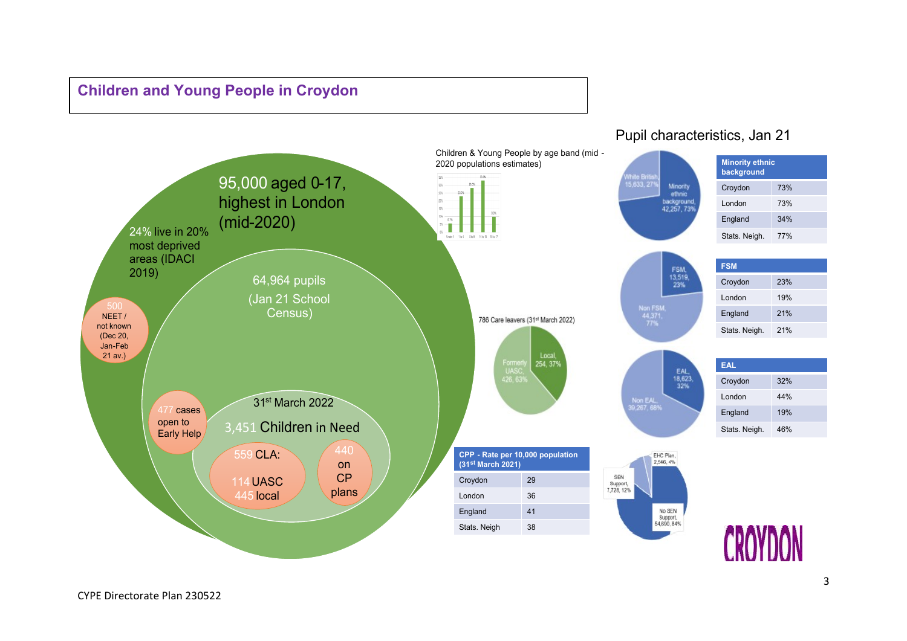## Children and Young People in Croydon

95,000 aged 0-17, highest in London (mid-2020)

24% live in 20% most deprived areas (IDACI 2019)

500 NEET / not known (Dec 20, Jan-Feb 21 av.)

64,964 pupils (Jan 21 School Census)

477 cases open to Early Help

31st March 2022

3,451 Children in Need

559 CLA: 114 UASC 445 local

440 on CP plans

Children & Young People by age band (mid - 2020 populations estimates)

786 Care leavers (31st March 2022)

Formerly UASC, 426, 63%

Local, 254, 37%

| CPP - Rate per 10,000 population (31st March 2021) | |
|---|---|
| Croydon | 29 |
| London | 36 |
| England | 41 |
| Stats. Neigh | 38 |

### Pupil characteristics, Jan 21

White British, 15,633, 27%

Minority ethnic background, 42,257, 73%

| Minority ethnic background | |
|---|---|
| Croydon | 73% |
| London | 73% |
| England | 34% |
| Stats. Neigh. | 77% |

FSM, 13,519, 23%

Non FSM, 44,371, 77%

| FSM | |
|---|---|
| Croydon | 23% |
| London | 19% |
| England | 21% |
| Stats. Neigh. | 21% |

EAL, 18,623, 32%

Non EAL, 39,267, 68%

| EAL | |
|---|---|
| Croydon | 32% |
| London | 44% |
| England | 19% |
| Stats. Neigh. | 46% |

EHC Plan, 2,546, 4%

SEN Support, 7,728, 12%

No SEN Support, 54,690, 84%

CROYDON

CYPE Directorate Plan 230522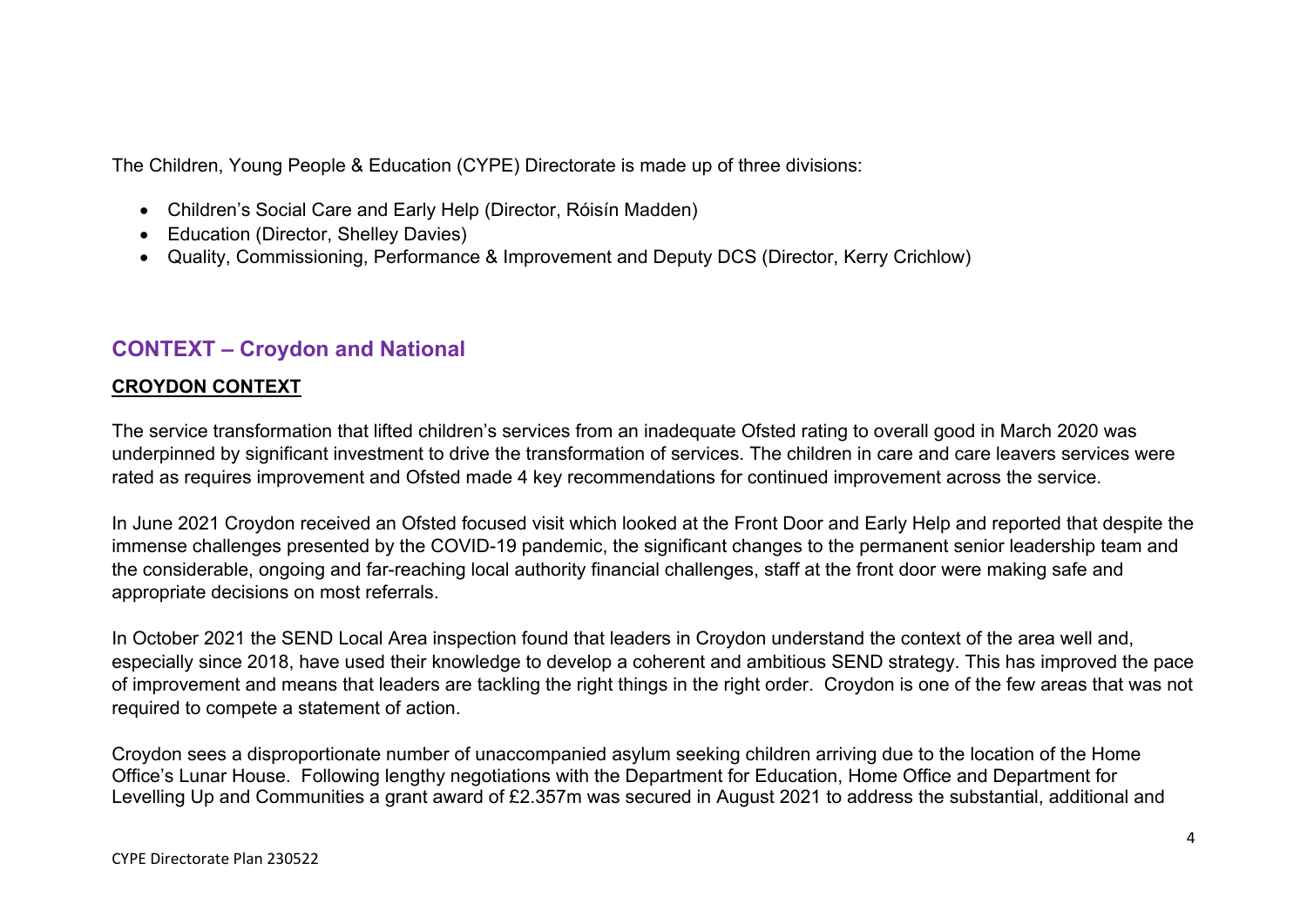The Children, Young People & Education (CYPE) Directorate is made up of three divisions:

- Children's Social Care and Early Help (Director, Róisín Madden)
- Education (Director, Shelley Davies)
- Quality, Commissioning, Performance & Improvement and Deputy DCS (Director, Kerry Crichlow)

## CONTEXT – Croydon and National

### CROYDON CONTEXT

The service transformation that lifted children's services from an inadequate Ofsted rating to overall good in March 2020 was underpinned by significant investment to drive the transformation of services. The children in care and care leavers services were rated as requires improvement and Ofsted made 4 key recommendations for continued improvement across the service.

In June 2021 Croydon received an Ofsted focused visit which looked at the Front Door and Early Help and reported that despite the immense challenges presented by the COVID-19 pandemic, the significant changes to the permanent senior leadership team and the considerable, ongoing and far-reaching local authority financial challenges, staff at the front door were making safe and appropriate decisions on most referrals.

In October 2021 the SEND Local Area inspection found that leaders in Croydon understand the context of the area well and, especially since 2018, have used their knowledge to develop a coherent and ambitious SEND strategy. This has improved the pace of improvement and means that leaders are tackling the right things in the right order. Croydon is one of the few areas that was not required to compete a statement of action.

Croydon sees a disproportionate number of unaccompanied asylum seeking children arriving due to the location of the Home Office's Lunar House. Following lengthy negotiations with the Department for Education, Home Office and Department for Levelling Up and Communities a grant award of £2.357m was secured in August 2021 to address the substantial, additional and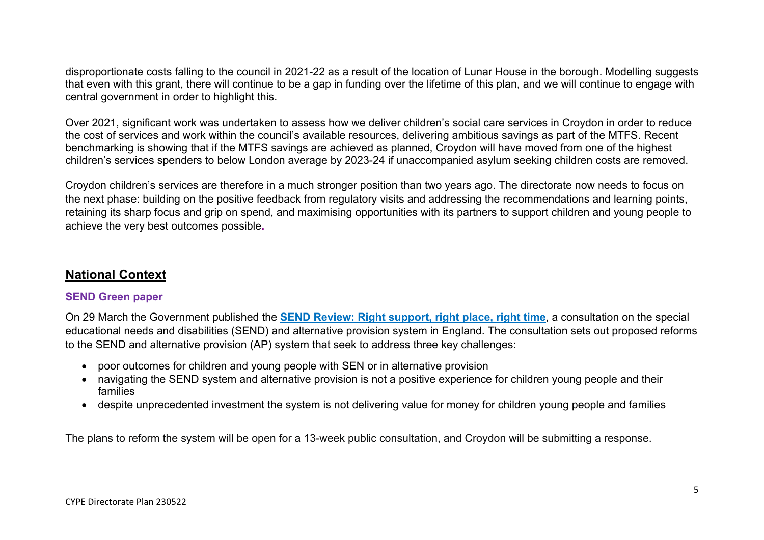disproportionate costs falling to the council in 2021-22 as a result of the location of Lunar House in the borough. Modelling suggests that even with this grant, there will continue to be a gap in funding over the lifetime of this plan, and we will continue to engage with central government in order to highlight this.

Over 2021, significant work was undertaken to assess how we deliver children's social care services in Croydon in order to reduce the cost of services and work within the council's available resources, delivering ambitious savings as part of the MTFS. Recent benchmarking is showing that if the MTFS savings are achieved as planned, Croydon will have moved from one of the highest children's services spenders to below London average by 2023-24 if unaccompanied asylum seeking children costs are removed.

Croydon children's services are therefore in a much stronger position than two years ago. The directorate now needs to focus on the next phase: building on the positive feedback from regulatory visits and addressing the recommendations and learning points, retaining its sharp focus and grip on spend, and maximising opportunities with its partners to support children and young people to achieve the very best outcomes possible.

## National Context

### SEND Green paper

On 29 March the Government published the **SEND Review: Right support, right place, right time**, a consultation on the special educational needs and disabilities (SEND) and alternative provision system in England. The consultation sets out proposed reforms to the SEND and alternative provision (AP) system that seek to address three key challenges:

- poor outcomes for children and young people with SEN or in alternative provision
- navigating the SEND system and alternative provision is not a positive experience for children young people and their families
- despite unprecedented investment the system is not delivering value for money for children young people and families

The plans to reform the system will be open for a 13-week public consultation, and Croydon will be submitting a response.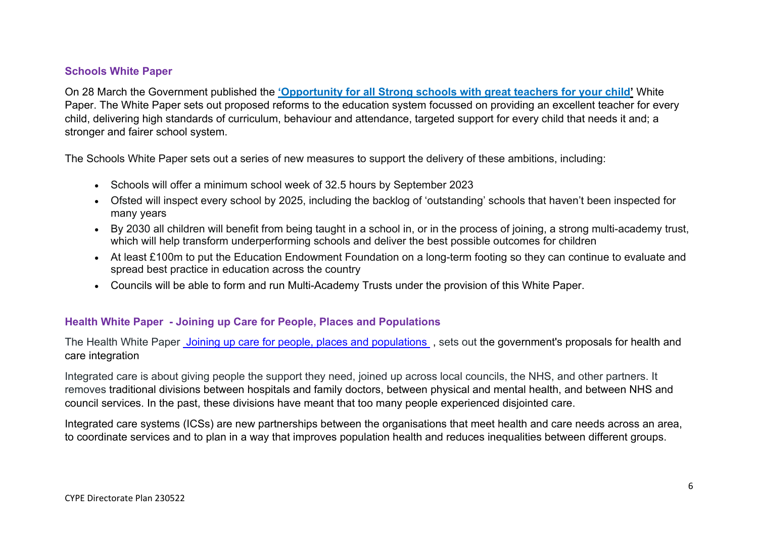## Schools White Paper

On 28 March the Government published the **'Opportunity for all Strong schools with great teachers for your child'** White Paper. The White Paper sets out proposed reforms to the education system focussed on providing an excellent teacher for every child, delivering high standards of curriculum, behaviour and attendance, targeted support for every child that needs it and; a stronger and fairer school system.

The Schools White Paper sets out a series of new measures to support the delivery of these ambitions, including:

- Schools will offer a minimum school week of 32.5 hours by September 2023
- Ofsted will inspect every school by 2025, including the backlog of 'outstanding' schools that haven't been inspected for many years
- By 2030 all children will benefit from being taught in a school in, or in the process of joining, a strong multi-academy trust, which will help transform underperforming schools and deliver the best possible outcomes for children
- At least £100m to put the Education Endowment Foundation on a long-term footing so they can continue to evaluate and spread best practice in education across the country
- Councils will be able to form and run Multi-Academy Trusts under the provision of this White Paper.

## Health White Paper - Joining up Care for People, Places and Populations

The Health White Paper Joining up care for people, places and populations, sets out the government's proposals for health and care integration

Integrated care is about giving people the support they need, joined up across local councils, the NHS, and other partners. It removes traditional divisions between hospitals and family doctors, between physical and mental health, and between NHS and council services. In the past, these divisions have meant that too many people experienced disjointed care.

Integrated care systems (ICSs) are new partnerships between the organisations that meet health and care needs across an area, to coordinate services and to plan in a way that improves population health and reduces inequalities between different groups.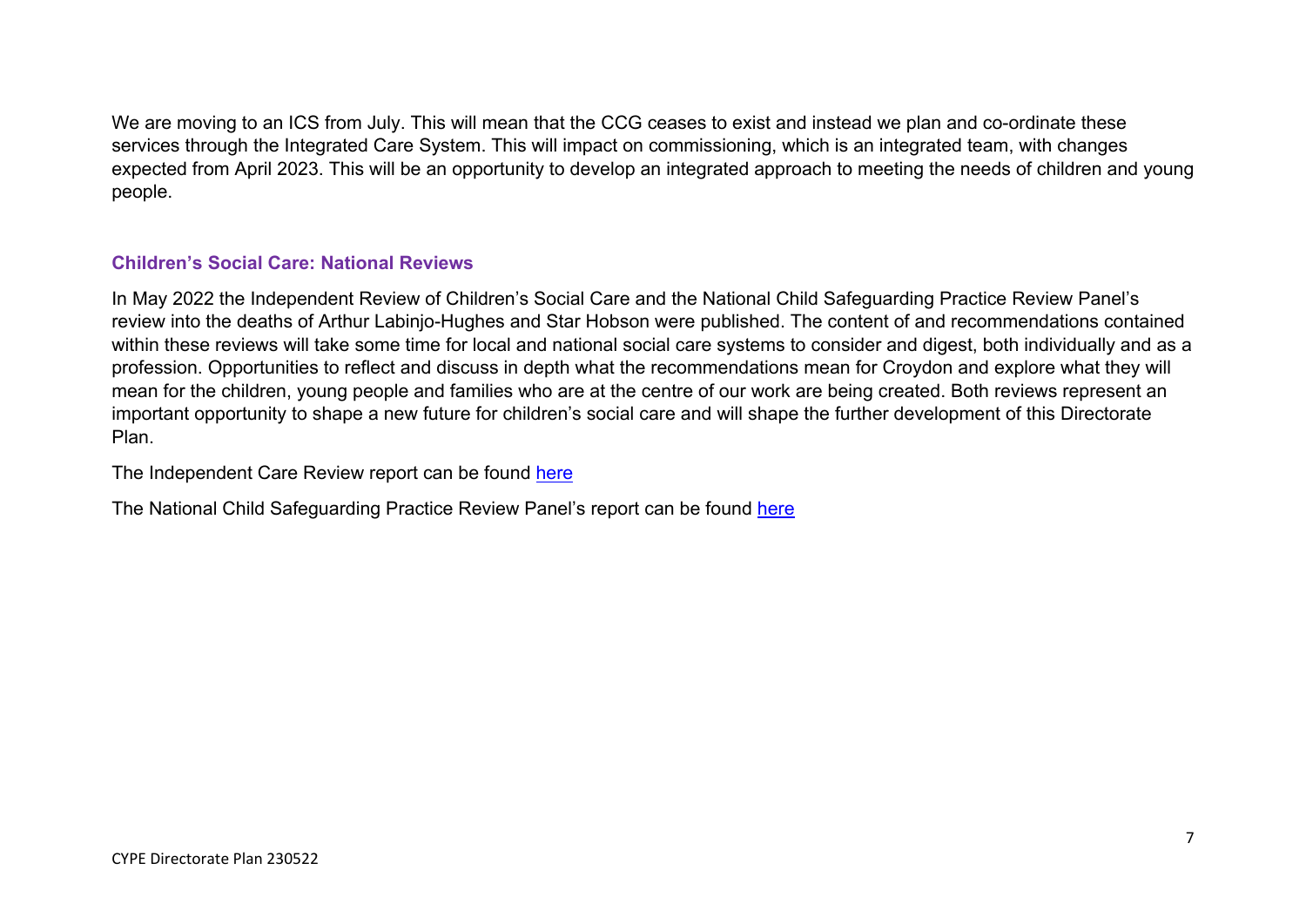We are moving to an ICS from July. This will mean that the CCG ceases to exist and instead we plan and co-ordinate these services through the Integrated Care System. This will impact on commissioning, which is an integrated team, with changes expected from April 2023. This will be an opportunity to develop an integrated approach to meeting the needs of children and young people.

### Children's Social Care: National Reviews

In May 2022 the Independent Review of Children's Social Care and the National Child Safeguarding Practice Review Panel's review into the deaths of Arthur Labinjo-Hughes and Star Hobson were published. The content of and recommendations contained within these reviews will take some time for local and national social care systems to consider and digest, both individually and as a profession. Opportunities to reflect and discuss in depth what the recommendations mean for Croydon and explore what they will mean for the children, young people and families who are at the centre of our work are being created. Both reviews represent an important opportunity to shape a new future for children's social care and will shape the further development of this Directorate Plan.

The Independent Care Review report can be found here

The National Child Safeguarding Practice Review Panel's report can be found here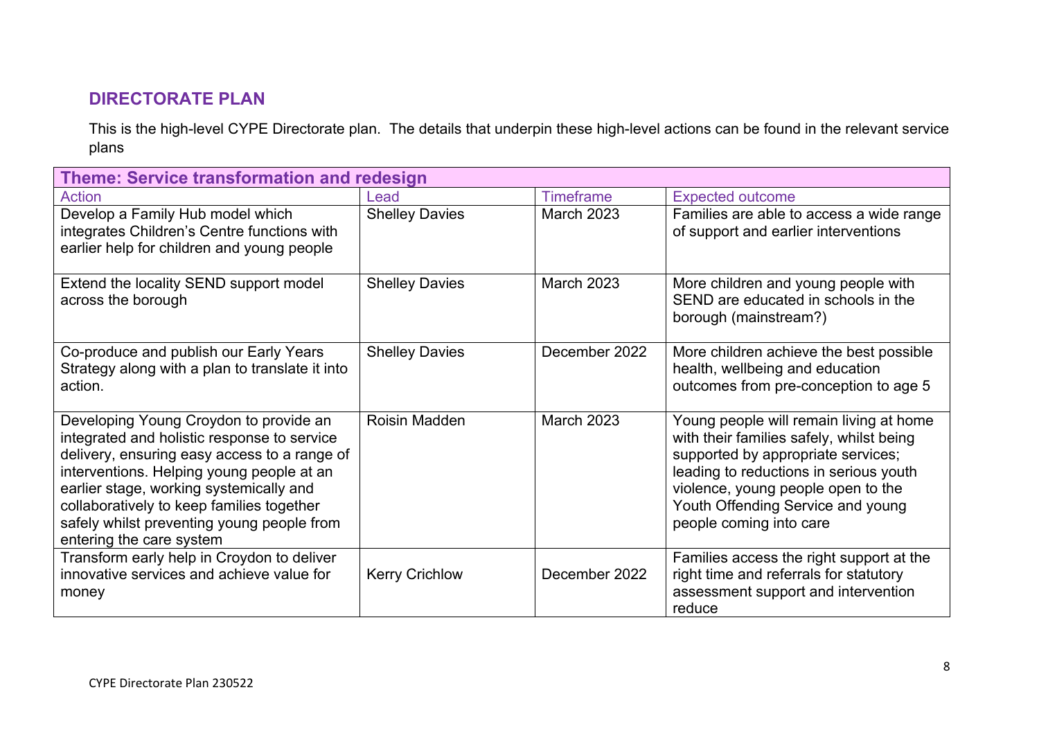## DIRECTORATE PLAN

This is the high-level CYPE Directorate plan. The details that underpin these high-level actions can be found in the relevant service plans

| **Theme: Service transformation and redesign** | | | |
|---|---|---|---|
| Action | Lead | Timeframe | Expected outcome |
| Develop a Family Hub model which integrates Children's Centre functions with earlier help for children and young people | Shelley Davies | March 2023 | Families are able to access a wide range of support and earlier interventions |
| Extend the locality SEND support model across the borough | Shelley Davies | March 2023 | More children and young people with SEND are educated in schools in the borough (mainstream?) |
| Co-produce and publish our Early Years Strategy along with a plan to translate it into action. | Shelley Davies | December 2022 | More children achieve the best possible health, wellbeing and education outcomes from pre-conception to age 5 |
| Developing Young Croydon to provide an integrated and holistic response to service delivery, ensuring easy access to a range of interventions. Helping young people at an earlier stage, working systemically and collaboratively to keep families together safely whilst preventing young people from entering the care system | Roisin Madden | March 2023 | Young people will remain living at home with their families safely, whilst being supported by appropriate services; leading to reductions in serious youth violence, young people open to the Youth Offending Service and young people coming into care |
| Transform early help in Croydon to deliver innovative services and achieve value for money | Kerry Crichlow | December 2022 | Families access the right support at the right time and referrals for statutory assessment support and intervention reduce |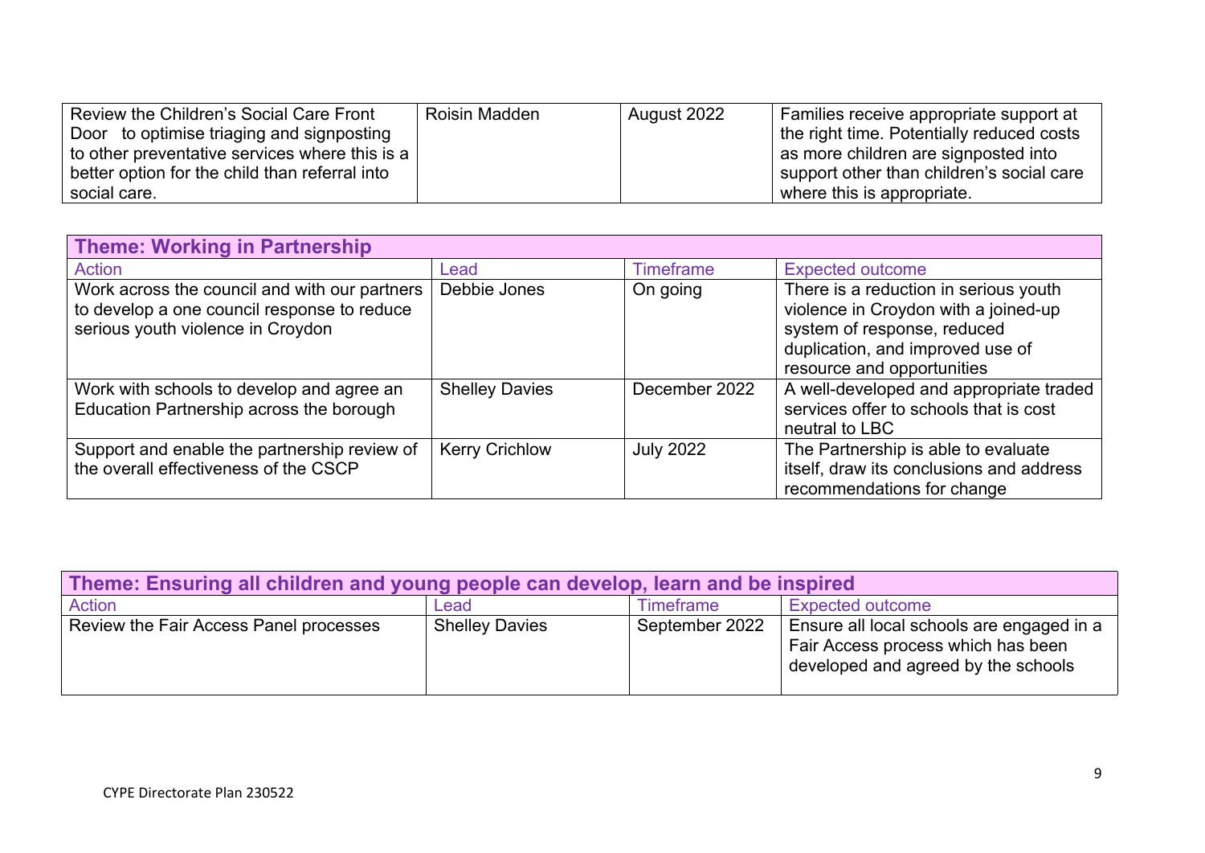| | | | |
|---|---|---|---|
| Review the Children's Social Care Front Door to optimise triaging and signposting to other preventative services where this is a better option for the child than referral into social care. | Roisin Madden | August 2022 | Families receive appropriate support at the right time. Potentially reduced costs as more children are signposted into support other than children's social care where this is appropriate. |

| **Theme: Working in Partnership** | | | |
|---|---|---|---|
| Action | Lead | Timeframe | Expected outcome |
| Work across the council and with our partners to develop a one council response to reduce serious youth violence in Croydon | Debbie Jones | On going | There is a reduction in serious youth violence in Croydon with a joined-up system of response, reduced duplication, and improved use of resource and opportunities |
| Work with schools to develop and agree an Education Partnership across the borough | Shelley Davies | December 2022 | A well-developed and appropriate traded services offer to schools that is cost neutral to LBC |
| Support and enable the partnership review of the overall effectiveness of the CSCP | Kerry Crichlow | July 2022 | The Partnership is able to evaluate itself, draw its conclusions and address recommendations for change |

| **Theme: Ensuring all children and young people can develop, learn and be inspired** | | | |
|---|---|---|---|
| Action | Lead | Timeframe | Expected outcome |
| Review the Fair Access Panel processes | Shelley Davies | September 2022 | Ensure all local schools are engaged in a Fair Access process which has been developed and agreed by the schools |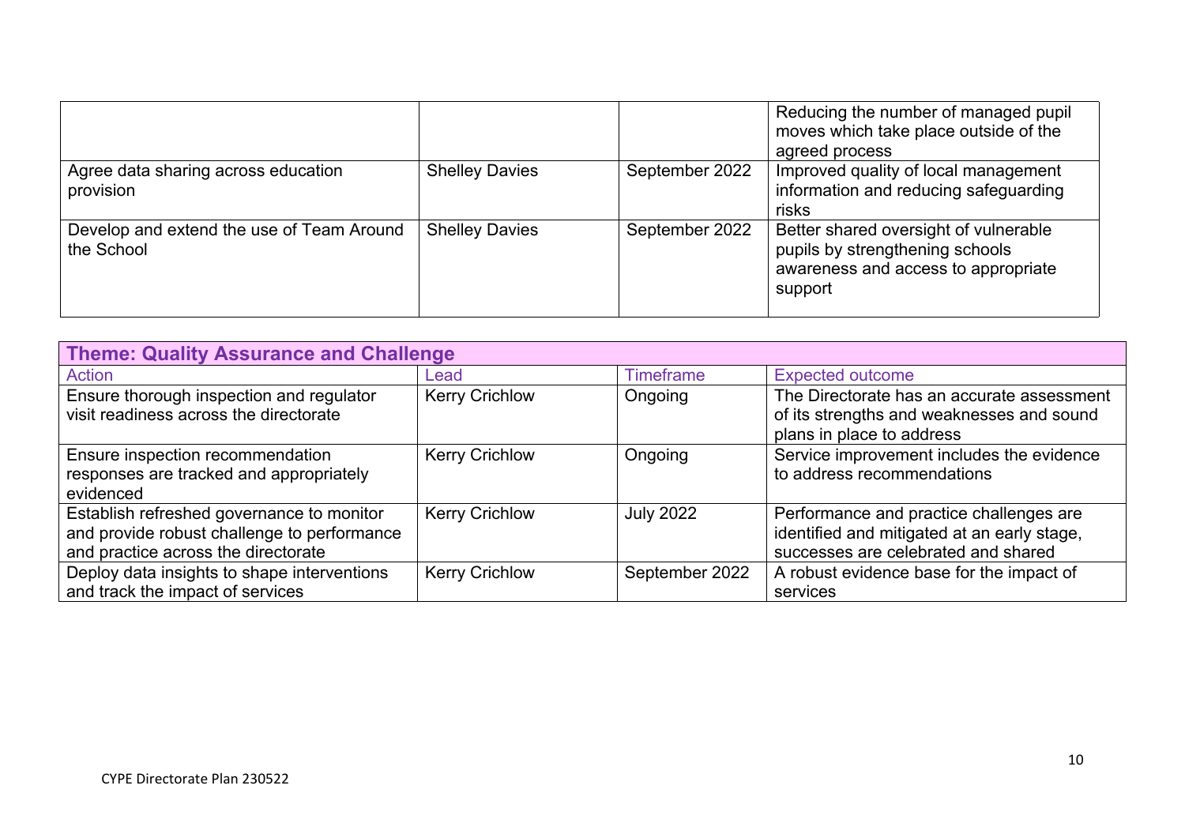| | | | |
|---|---|---|---|
| | | | Reducing the number of managed pupil moves which take place outside of the agreed process |
| Agree data sharing across education provision | Shelley Davies | September 2022 | Improved quality of local management information and reducing safeguarding risks |
| Develop and extend the use of Team Around the School | Shelley Davies | September 2022 | Better shared oversight of vulnerable pupils by strengthening schools awareness and access to appropriate support |

**Theme: Quality Assurance and Challenge**

| Action | Lead | Timeframe | Expected outcome |
|---|---|---|---|
| Ensure thorough inspection and regulator visit readiness across the directorate | Kerry Crichlow | Ongoing | The Directorate has an accurate assessment of its strengths and weaknesses and sound plans in place to address |
| Ensure inspection recommendation responses are tracked and appropriately evidenced | Kerry Crichlow | Ongoing | Service improvement includes the evidence to address recommendations |
| Establish refreshed governance to monitor and provide robust challenge to performance and practice across the directorate | Kerry Crichlow | July 2022 | Performance and practice challenges are identified and mitigated at an early stage, successes are celebrated and shared |
| Deploy data insights to shape interventions and track the impact of services | Kerry Crichlow | September 2022 | A robust evidence base for the impact of services |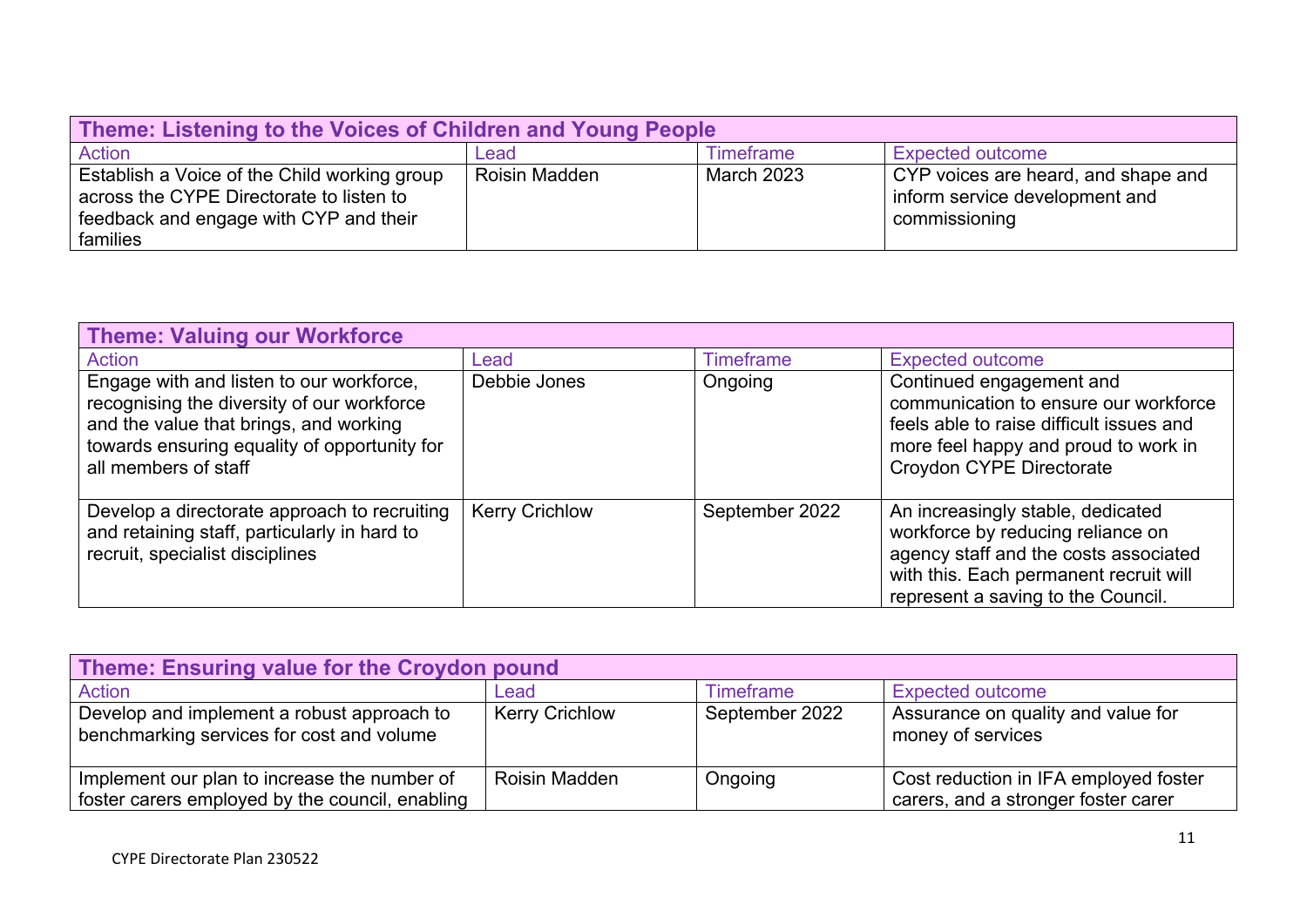| Theme: Listening to the Voices of Children and Young People | | | |
|---|---|---|---|
| Action | Lead | Timeframe | Expected outcome |
| Establish a Voice of the Child working group across the CYPE Directorate to listen to feedback and engage with CYP and their families | Roisin Madden | March 2023 | CYP voices are heard, and shape and inform service development and commissioning |

| Theme: Valuing our Workforce | | | |
|---|---|---|---|
| Action | Lead | Timeframe | Expected outcome |
| Engage with and listen to our workforce, recognising the diversity of our workforce and the value that brings, and working towards ensuring equality of opportunity for all members of staff | Debbie Jones | Ongoing | Continued engagement and communication to ensure our workforce feels able to raise difficult issues and more feel happy and proud to work in Croydon CYPE Directorate |
| Develop a directorate approach to recruiting and retaining staff, particularly in hard to recruit, specialist disciplines | Kerry Crichlow | September 2022 | An increasingly stable, dedicated workforce by reducing reliance on agency staff and the costs associated with this. Each permanent recruit will represent a saving to the Council. |

| Theme: Ensuring value for the Croydon pound | | | |
|---|---|---|---|
| Action | Lead | Timeframe | Expected outcome |
| Develop and implement a robust approach to benchmarking services for cost and volume | Kerry Crichlow | September 2022 | Assurance on quality and value for money of services |
| Implement our plan to increase the number of foster carers employed by the council, enabling | Roisin Madden | Ongoing | Cost reduction in IFA employed foster carers, and a stronger foster carer |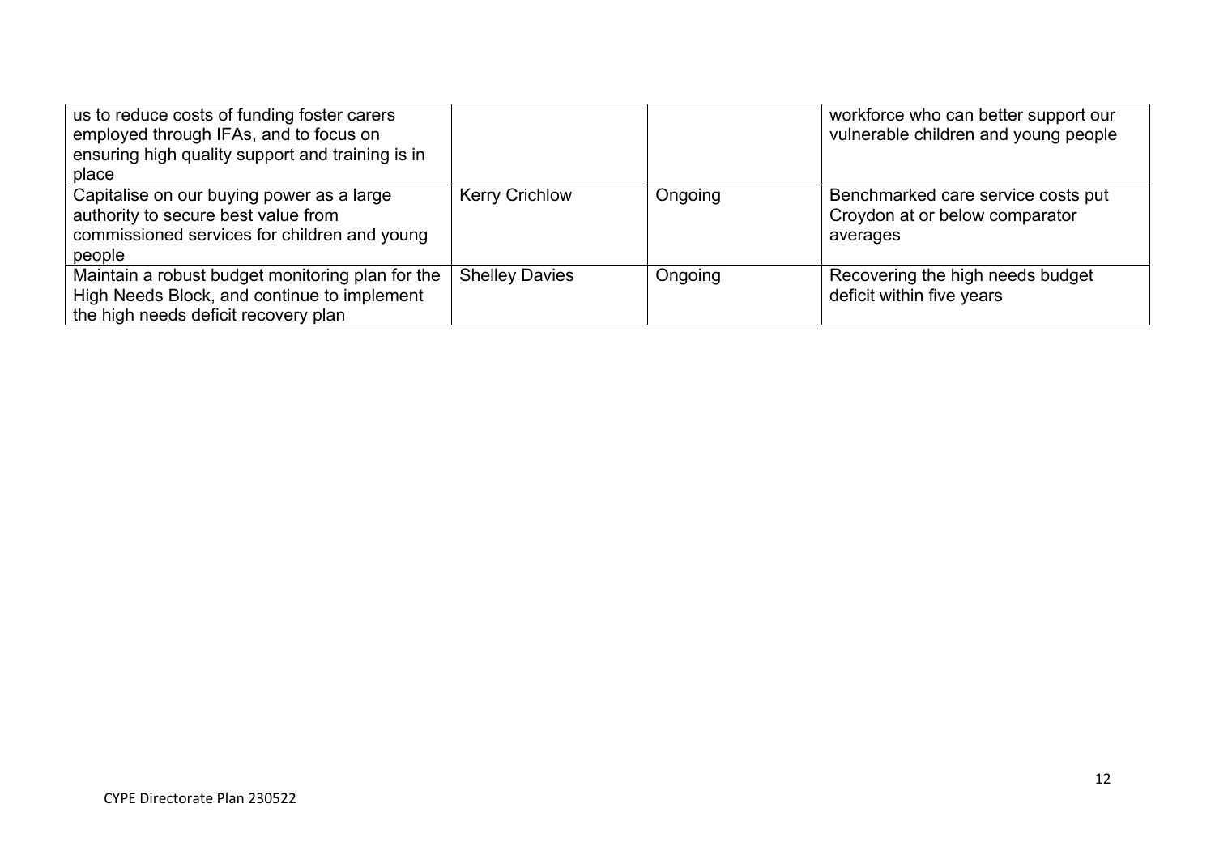| | | | |
|---|---|---|---|
| us to reduce costs of funding foster carers employed through IFAs, and to focus on ensuring high quality support and training is in place | | | workforce who can better support our vulnerable children and young people |
| Capitalise on our buying power as a large authority to secure best value from commissioned services for children and young people | Kerry Crichlow | Ongoing | Benchmarked care service costs put Croydon at or below comparator averages |
| Maintain a robust budget monitoring plan for the High Needs Block, and continue to implement the high needs deficit recovery plan | Shelley Davies | Ongoing | Recovering the high needs budget deficit within five years |